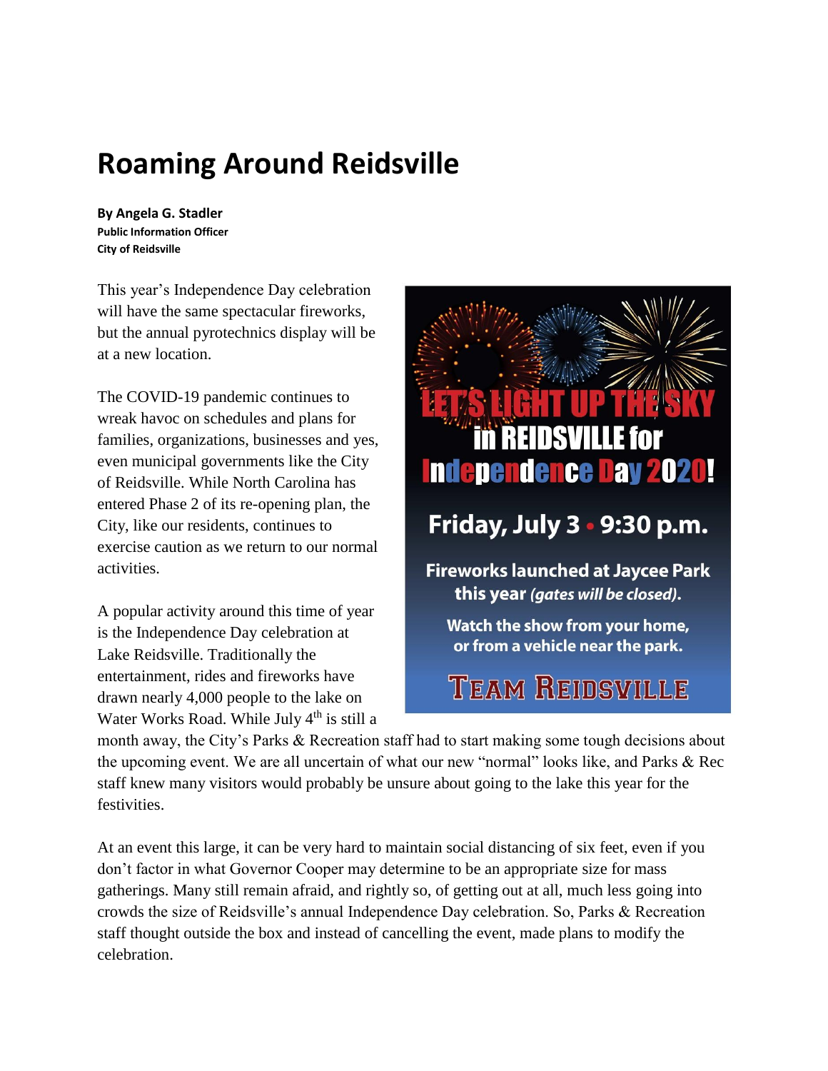# Roaming Around Reidsville

**By Angela G. Stadler**
**Public Information Officer**
**City of Reidsville**

**LET'S LIGHT UP THE SKY in REIDSVILLE for Independence Day 2020!**

**Friday, July 3 • 9:30 p.m.**

**Fireworks launched at Jaycee Park this year *(gates will be closed)*.**

**Watch the show from your home, or from a vehicle near the park.**

**TEAM REIDSVILLE**

This year's Independence Day celebration will have the same spectacular fireworks, but the annual pyrotechnics display will be at a new location.

The COVID-19 pandemic continues to wreak havoc on schedules and plans for families, organizations, businesses and yes, even municipal governments like the City of Reidsville. While North Carolina has entered Phase 2 of its re-opening plan, the City, like our residents, continues to exercise caution as we return to our normal activities.

A popular activity around this time of year is the Independence Day celebration at Lake Reidsville. Traditionally the entertainment, rides and fireworks have drawn nearly 4,000 people to the lake on Water Works Road. While July 4th is still a month away, the City's Parks & Recreation staff had to start making some tough decisions about the upcoming event. We are all uncertain of what our new "normal" looks like, and Parks & Rec staff knew many visitors would probably be unsure about going to the lake this year for the festivities.

At an event this large, it can be very hard to maintain social distancing of six feet, even if you don't factor in what Governor Cooper may determine to be an appropriate size for mass gatherings. Many still remain afraid, and rightly so, of getting out at all, much less going into crowds the size of Reidsville's annual Independence Day celebration. So, Parks & Recreation staff thought outside the box and instead of cancelling the event, made plans to modify the celebration.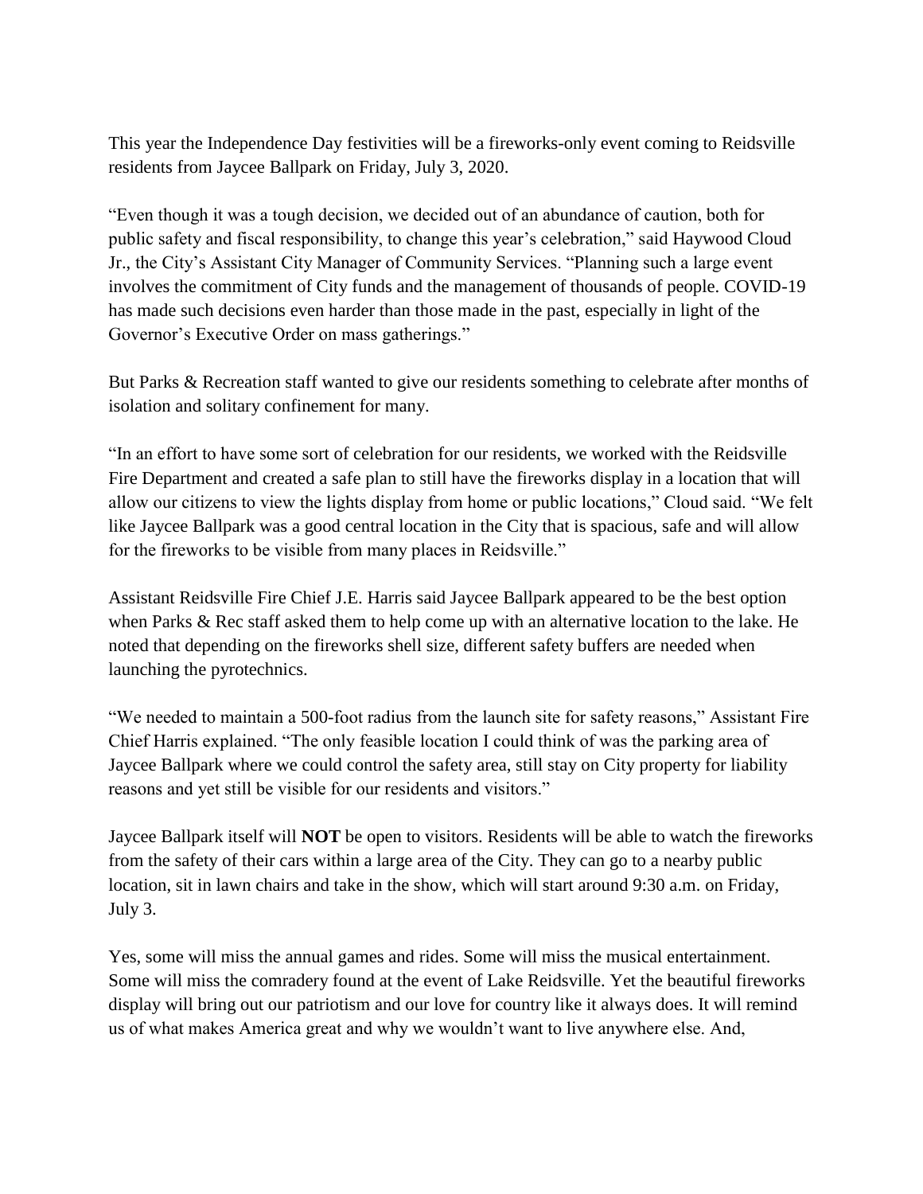This year the Independence Day festivities will be a fireworks-only event coming to Reidsville residents from Jaycee Ballpark on Friday, July 3, 2020.

"Even though it was a tough decision, we decided out of an abundance of caution, both for public safety and fiscal responsibility, to change this year's celebration," said Haywood Cloud Jr., the City's Assistant City Manager of Community Services. "Planning such a large event involves the commitment of City funds and the management of thousands of people. COVID-19 has made such decisions even harder than those made in the past, especially in light of the Governor's Executive Order on mass gatherings."

But Parks & Recreation staff wanted to give our residents something to celebrate after months of isolation and solitary confinement for many.

"In an effort to have some sort of celebration for our residents, we worked with the Reidsville Fire Department and created a safe plan to still have the fireworks display in a location that will allow our citizens to view the lights display from home or public locations," Cloud said. "We felt like Jaycee Ballpark was a good central location in the City that is spacious, safe and will allow for the fireworks to be visible from many places in Reidsville."

Assistant Reidsville Fire Chief J.E. Harris said Jaycee Ballpark appeared to be the best option when Parks & Rec staff asked them to help come up with an alternative location to the lake. He noted that depending on the fireworks shell size, different safety buffers are needed when launching the pyrotechnics.

"We needed to maintain a 500-foot radius from the launch site for safety reasons," Assistant Fire Chief Harris explained. "The only feasible location I could think of was the parking area of Jaycee Ballpark where we could control the safety area, still stay on City property for liability reasons and yet still be visible for our residents and visitors."

Jaycee Ballpark itself will **NOT** be open to visitors. Residents will be able to watch the fireworks from the safety of their cars within a large area of the City. They can go to a nearby public location, sit in lawn chairs and take in the show, which will start around 9:30 a.m. on Friday, July 3.

Yes, some will miss the annual games and rides. Some will miss the musical entertainment. Some will miss the comradery found at the event of Lake Reidsville. Yet the beautiful fireworks display will bring out our patriotism and our love for country like it always does. It will remind us of what makes America great and why we wouldn't want to live anywhere else. And,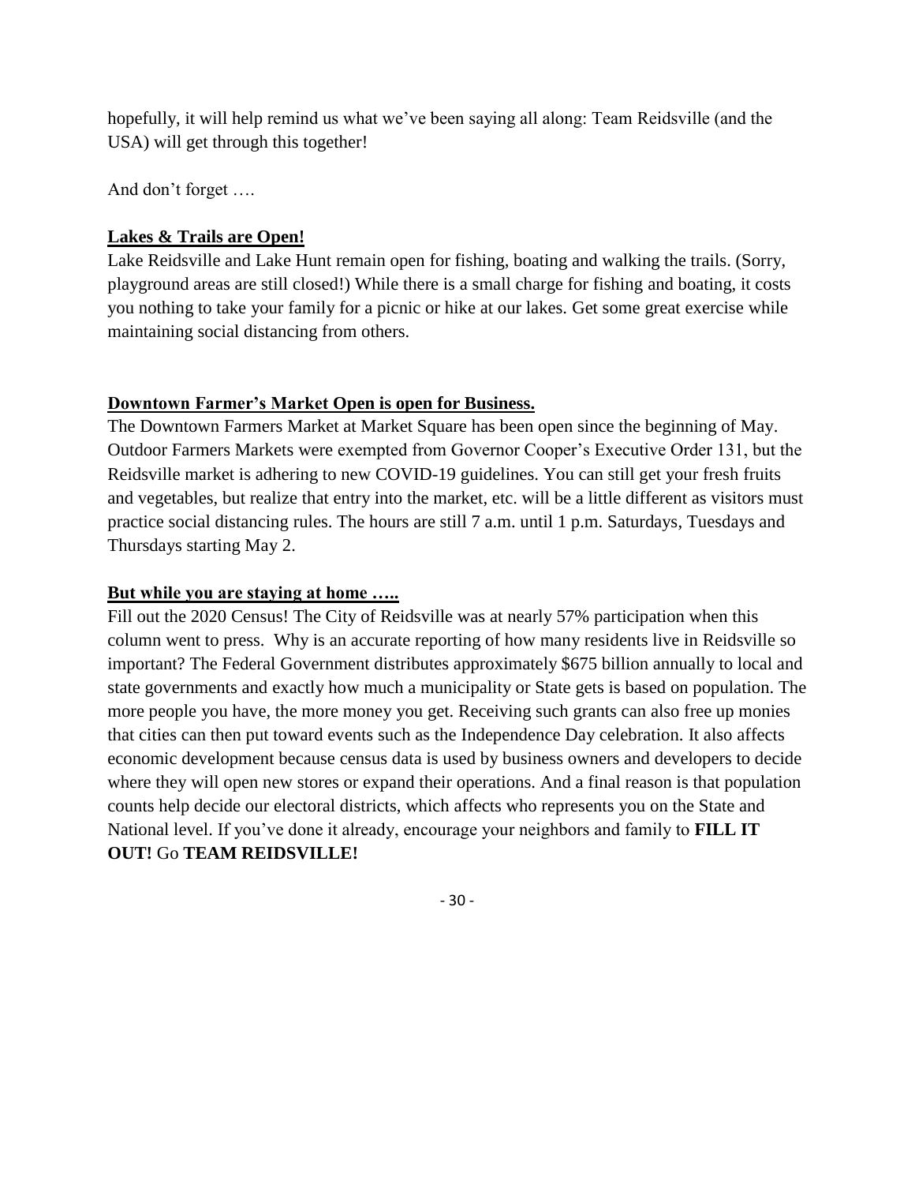hopefully, it will help remind us what we've been saying all along: Team Reidsville (and the USA) will get through this together!

And don't forget ….

**Lakes & Trails are Open!**

Lake Reidsville and Lake Hunt remain open for fishing, boating and walking the trails. (Sorry, playground areas are still closed!) While there is a small charge for fishing and boating, it costs you nothing to take your family for a picnic or hike at our lakes. Get some great exercise while maintaining social distancing from others.

**Downtown Farmer's Market Open is open for Business.**

The Downtown Farmers Market at Market Square has been open since the beginning of May. Outdoor Farmers Markets were exempted from Governor Cooper's Executive Order 131, but the Reidsville market is adhering to new COVID-19 guidelines. You can still get your fresh fruits and vegetables, but realize that entry into the market, etc. will be a little different as visitors must practice social distancing rules. The hours are still 7 a.m. until 1 p.m. Saturdays, Tuesdays and Thursdays starting May 2.

**But while you are staying at home …..**

Fill out the 2020 Census! The City of Reidsville was at nearly 57% participation when this column went to press. Why is an accurate reporting of how many residents live in Reidsville so important? The Federal Government distributes approximately $675 billion annually to local and state governments and exactly how much a municipality or State gets is based on population. The more people you have, the more money you get. Receiving such grants can also free up monies that cities can then put toward events such as the Independence Day celebration. It also affects economic development because census data is used by business owners and developers to decide where they will open new stores or expand their operations. And a final reason is that population counts help decide our electoral districts, which affects who represents you on the State and National level. If you've done it already, encourage your neighbors and family to **FILL IT OUT!** Go **TEAM REIDSVILLE!**

\- 30 -